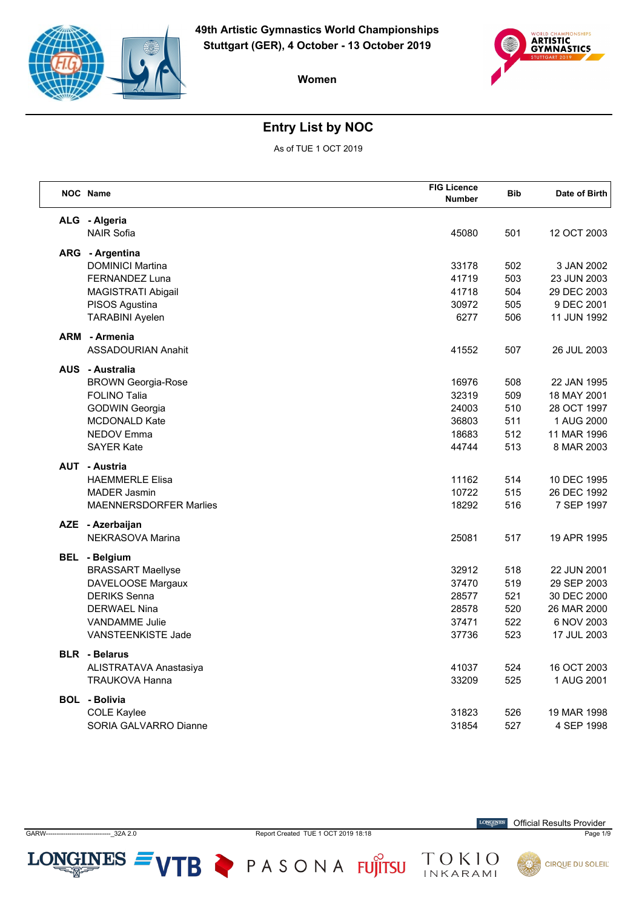**49th Artistic Gymnastics World Championships**
**Stuttgart (GER), 4 October - 13 October 2019**

**Women**

## Entry List by NOC

As of TUE 1 OCT 2019

| NOC | Name | FIG Licence Number | Bib | Date of Birth |
|---|---|---|---|---|
| **ALG** | **- Algeria** | | | |
| | NAIR Sofia | 45080 | 501 | 12 OCT 2003 |
| **ARG** | **- Argentina** | | | |
| | DOMINICI Martina | 33178 | 502 | 3 JAN 2002 |
| | FERNANDEZ Luna | 41719 | 503 | 23 JUN 2003 |
| | MAGISTRATI Abigail | 41718 | 504 | 29 DEC 2003 |
| | PISOS Agustina | 30972 | 505 | 9 DEC 2001 |
| | TARABINI Ayelen | 6277 | 506 | 11 JUN 1992 |
| **ARM** | **- Armenia** | | | |
| | ASSADOURIAN Anahit | 41552 | 507 | 26 JUL 2003 |
| **AUS** | **- Australia** | | | |
| | BROWN Georgia-Rose | 16976 | 508 | 22 JAN 1995 |
| | FOLINO Talia | 32319 | 509 | 18 MAY 2001 |
| | GODWIN Georgia | 24003 | 510 | 28 OCT 1997 |
| | MCDONALD Kate | 36803 | 511 | 1 AUG 2000 |
| | NEDOV Emma | 18683 | 512 | 11 MAR 1996 |
| | SAYER Kate | 44744 | 513 | 8 MAR 2003 |
| **AUT** | **- Austria** | | | |
| | HAEMMERLE Elisa | 11162 | 514 | 10 DEC 1995 |
| | MADER Jasmin | 10722 | 515 | 26 DEC 1992 |
| | MAENNERSDORFER Marlies | 18292 | 516 | 7 SEP 1997 |
| **AZE** | **- Azerbaijan** | | | |
| | NEKRASOVA Marina | 25081 | 517 | 19 APR 1995 |
| **BEL** | **- Belgium** | | | |
| | BRASSART Maellyse | 32912 | 518 | 22 JUN 2001 |
| | DAVELOOSE Margaux | 37470 | 519 | 29 SEP 2003 |
| | DERIKS Senna | 28577 | 521 | 30 DEC 2000 |
| | DERWAEL Nina | 28578 | 520 | 26 MAR 2000 |
| | VANDAMME Julie | 37471 | 522 | 6 NOV 2003 |
| | VANSTEENKISTE Jade | 37736 | 523 | 17 JUL 2003 |
| **BLR** | **- Belarus** | | | |
| | ALISTRATAVA Anastasiya | 41037 | 524 | 16 OCT 2003 |
| | TRAUKOVA Hanna | 33209 | 525 | 1 AUG 2001 |
| **BOL** | **- Bolivia** | | | |
| | COLE Kaylee | 31823 | 526 | 19 MAR 1998 |
| | SORIA GALVARRO Dianne | 31854 | 527 | 4 SEP 1998 |

GARW------------------------------_32A 2.0 Report Created TUE 1 OCT 2019 18:18

Official Results Provider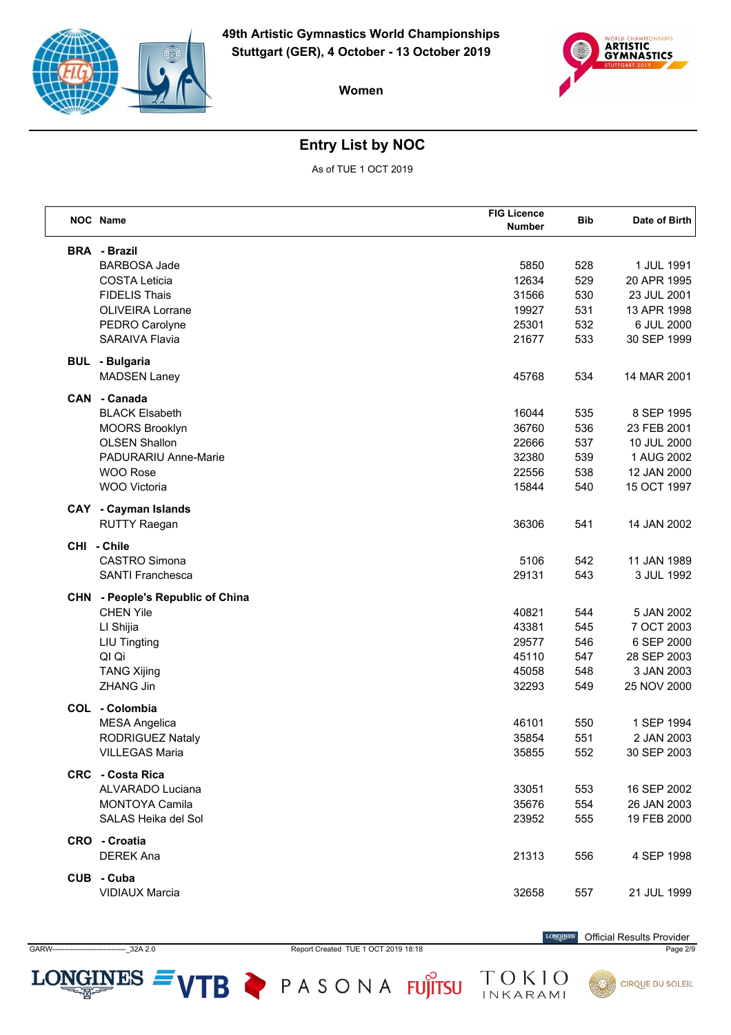49th Artistic Gymnastics World Championships
Stuttgart (GER), 4 October - 13 October 2019

Women

# Entry List by NOC

As of TUE 1 OCT 2019

| NOC | Name | FIG Licence Number | Bib | Date of Birth |
|---|---|---|---|---|
| **BRA** | **- Brazil** | | | |
| | BARBOSA Jade | 5850 | 528 | 1 JUL 1991 |
| | COSTA Leticia | 12634 | 529 | 20 APR 1995 |
| | FIDELIS Thais | 31566 | 530 | 23 JUL 2001 |
| | OLIVEIRA Lorrane | 19927 | 531 | 13 APR 1998 |
| | PEDRO Carolyne | 25301 | 532 | 6 JUL 2000 |
| | SARAIVA Flavia | 21677 | 533 | 30 SEP 1999 |
| **BUL** | **- Bulgaria** | | | |
| | MADSEN Laney | 45768 | 534 | 14 MAR 2001 |
| **CAN** | **- Canada** | | | |
| | BLACK Elsabeth | 16044 | 535 | 8 SEP 1995 |
| | MOORS Brooklyn | 36760 | 536 | 23 FEB 2001 |
| | OLSEN Shallon | 22666 | 537 | 10 JUL 2000 |
| | PADURARIU Anne-Marie | 32380 | 539 | 1 AUG 2002 |
| | WOO Rose | 22556 | 538 | 12 JAN 2000 |
| | WOO Victoria | 15844 | 540 | 15 OCT 1997 |
| **CAY** | **- Cayman Islands** | | | |
| | RUTTY Raegan | 36306 | 541 | 14 JAN 2002 |
| **CHI** | **- Chile** | | | |
| | CASTRO Simona | 5106 | 542 | 11 JAN 1989 |
| | SANTI Franchesca | 29131 | 543 | 3 JUL 1992 |
| **CHN** | **- People's Republic of China** | | | |
| | CHEN Yile | 40821 | 544 | 5 JAN 2002 |
| | LI Shijia | 43381 | 545 | 7 OCT 2003 |
| | LIU Tingting | 29577 | 546 | 6 SEP 2000 |
| | QI Qi | 45110 | 547 | 28 SEP 2003 |
| | TANG Xijing | 45058 | 548 | 3 JAN 2003 |
| | ZHANG Jin | 32293 | 549 | 25 NOV 2000 |
| **COL** | **- Colombia** | | | |
| | MESA Angelica | 46101 | 550 | 1 SEP 1994 |
| | RODRIGUEZ Nataly | 35854 | 551 | 2 JAN 2003 |
| | VILLEGAS Maria | 35855 | 552 | 30 SEP 2003 |
| **CRC** | **- Costa Rica** | | | |
| | ALVARADO Luciana | 33051 | 553 | 16 SEP 2002 |
| | MONTOYA Camila | 35676 | 554 | 26 JAN 2003 |
| | SALAS Heika del Sol | 23952 | 555 | 19 FEB 2000 |
| **CRO** | **- Croatia** | | | |
| | DEREK Ana | 21313 | 556 | 4 SEP 1998 |
| **CUB** | **- Cuba** | | | |
| | VIDIAUX Marcia | 32658 | 557 | 21 JUL 1999 |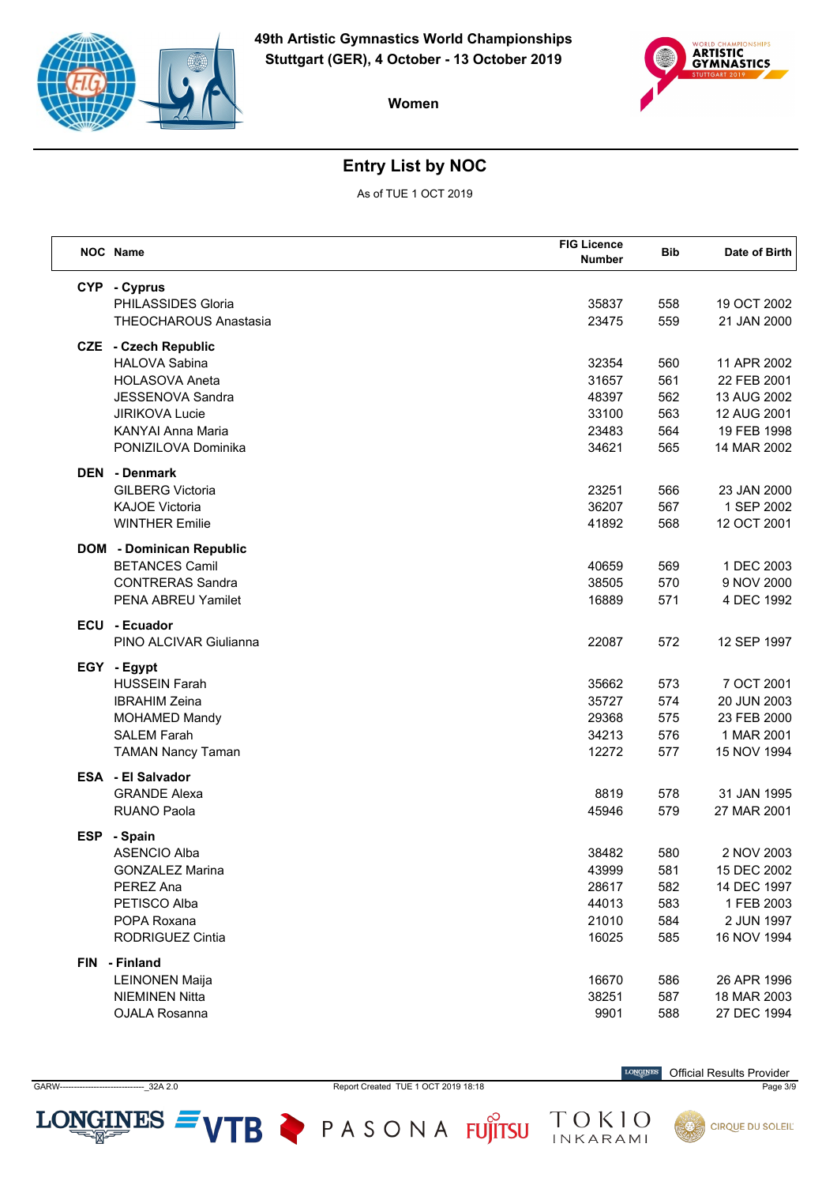**49th Artistic Gymnastics World Championships**
**Stuttgart (GER), 4 October - 13 October 2019**

**Women**

## Entry List by NOC

As of TUE 1 OCT 2019

| NOC | Name | FIG Licence Number | Bib | Date of Birth |
|---|---|---|---|---|
| **CYP** | **- Cyprus** | | | |
| | PHILASSIDES Gloria | 35837 | 558 | 19 OCT 2002 |
| | THEOCHAROUS Anastasia | 23475 | 559 | 21 JAN 2000 |
| **CZE** | **- Czech Republic** | | | |
| | HALOVA Sabina | 32354 | 560 | 11 APR 2002 |
| | HOLASOVA Aneta | 31657 | 561 | 22 FEB 2001 |
| | JESSENOVA Sandra | 48397 | 562 | 13 AUG 2002 |
| | JIRIKOVA Lucie | 33100 | 563 | 12 AUG 2001 |
| | KANYAI Anna Maria | 23483 | 564 | 19 FEB 1998 |
| | PONIZILOVA Dominika | 34621 | 565 | 14 MAR 2002 |
| **DEN** | **- Denmark** | | | |
| | GILBERG Victoria | 23251 | 566 | 23 JAN 2000 |
| | KAJOE Victoria | 36207 | 567 | 1 SEP 2002 |
| | WINTHER Emilie | 41892 | 568 | 12 OCT 2001 |
| **DOM** | **- Dominican Republic** | | | |
| | BETANCES Camil | 40659 | 569 | 1 DEC 2003 |
| | CONTRERAS Sandra | 38505 | 570 | 9 NOV 2000 |
| | PENA ABREU Yamilet | 16889 | 571 | 4 DEC 1992 |
| **ECU** | **- Ecuador** | | | |
| | PINO ALCIVAR Giulianna | 22087 | 572 | 12 SEP 1997 |
| **EGY** | **- Egypt** | | | |
| | HUSSEIN Farah | 35662 | 573 | 7 OCT 2001 |
| | IBRAHIM Zeina | 35727 | 574 | 20 JUN 2003 |
| | MOHAMED Mandy | 29368 | 575 | 23 FEB 2000 |
| | SALEM Farah | 34213 | 576 | 1 MAR 2001 |
| | TAMAN Nancy Taman | 12272 | 577 | 15 NOV 1994 |
| **ESA** | **- El Salvador** | | | |
| | GRANDE Alexa | 8819 | 578 | 31 JAN 1995 |
| | RUANO Paola | 45946 | 579 | 27 MAR 2001 |
| **ESP** | **- Spain** | | | |
| | ASENCIO Alba | 38482 | 580 | 2 NOV 2003 |
| | GONZALEZ Marina | 43999 | 581 | 15 DEC 2002 |
| | PEREZ Ana | 28617 | 582 | 14 DEC 1997 |
| | PETISCO Alba | 44013 | 583 | 1 FEB 2003 |
| | POPA Roxana | 21010 | 584 | 2 JUN 1997 |
| | RODRIGUEZ Cintia | 16025 | 585 | 16 NOV 1994 |
| **FIN** | **- Finland** | | | |
| | LEINONEN Maija | 16670 | 586 | 26 APR 1996 |
| | NIEMINEN Nitta | 38251 | 587 | 18 MAR 2003 |
| | OJALA Rosanna | 9901 | 588 | 27 DEC 1994 |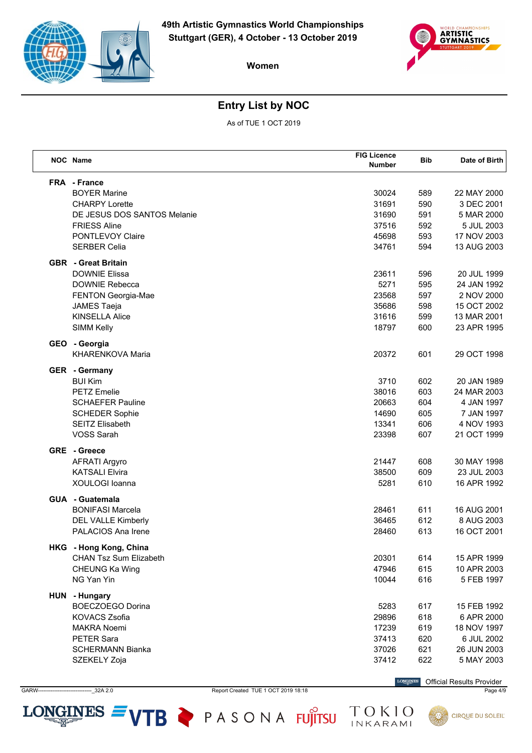49th Artistic Gymnastics World Championships
Stuttgart (GER), 4 October - 13 October 2019

Women

## Entry List by NOC

As of TUE 1 OCT 2019

| NOC | Name | FIG Licence Number | Bib | Date of Birth |
|---|---|---|---|---|
| **FRA** | **- France** | | | |
| | BOYER Marine | 30024 | 589 | 22 MAY 2000 |
| | CHARPY Lorette | 31691 | 590 | 3 DEC 2001 |
| | DE JESUS DOS SANTOS Melanie | 31690 | 591 | 5 MAR 2000 |
| | FRIESS Aline | 37516 | 592 | 5 JUL 2003 |
| | PONTLEVOY Claire | 45698 | 593 | 17 NOV 2003 |
| | SERBER Celia | 34761 | 594 | 13 AUG 2003 |
| **GBR** | **- Great Britain** | | | |
| | DOWNIE Elissa | 23611 | 596 | 20 JUL 1999 |
| | DOWNIE Rebecca | 5271 | 595 | 24 JAN 1992 |
| | FENTON Georgia-Mae | 23568 | 597 | 2 NOV 2000 |
| | JAMES Taeja | 35686 | 598 | 15 OCT 2002 |
| | KINSELLA Alice | 31616 | 599 | 13 MAR 2001 |
| | SIMM Kelly | 18797 | 600 | 23 APR 1995 |
| **GEO** | **- Georgia** | | | |
| | KHARENKOVA Maria | 20372 | 601 | 29 OCT 1998 |
| **GER** | **- Germany** | | | |
| | BUI Kim | 3710 | 602 | 20 JAN 1989 |
| | PETZ Emelie | 38016 | 603 | 24 MAR 2003 |
| | SCHAEFER Pauline | 20663 | 604 | 4 JAN 1997 |
| | SCHEDER Sophie | 14690 | 605 | 7 JAN 1997 |
| | SEITZ Elisabeth | 13341 | 606 | 4 NOV 1993 |
| | VOSS Sarah | 23398 | 607 | 21 OCT 1999 |
| **GRE** | **- Greece** | | | |
| | AFRATI Argyro | 21447 | 608 | 30 MAY 1998 |
| | KATSALI Elvira | 38500 | 609 | 23 JUL 2003 |
| | XOULOGI Ioanna | 5281 | 610 | 16 APR 1992 |
| **GUA** | **- Guatemala** | | | |
| | BONIFASI Marcela | 28461 | 611 | 16 AUG 2001 |
| | DEL VALLE Kimberly | 36465 | 612 | 8 AUG 2003 |
| | PALACIOS Ana Irene | 28460 | 613 | 16 OCT 2001 |
| **HKG** | **- Hong Kong, China** | | | |
| | CHAN Tsz Sum Elizabeth | 20301 | 614 | 15 APR 1999 |
| | CHEUNG Ka Wing | 47946 | 615 | 10 APR 2003 |
| | NG Yan Yin | 10044 | 616 | 5 FEB 1997 |
| **HUN** | **- Hungary** | | | |
| | BOECZOEGO Dorina | 5283 | 617 | 15 FEB 1992 |
| | KOVACS Zsofia | 29896 | 618 | 6 APR 2000 |
| | MAKRA Noemi | 17239 | 619 | 18 NOV 1997 |
| | PETER Sara | 37413 | 620 | 6 JUL 2002 |
| | SCHERMANN Bianka | 37026 | 621 | 26 JUN 2003 |
| | SZEKELY Zoja | 37412 | 622 | 5 MAY 2003 |

Official Results Provider

GARW------------------------------_32A 2.0 Report Created TUE 1 OCT 2019 18:18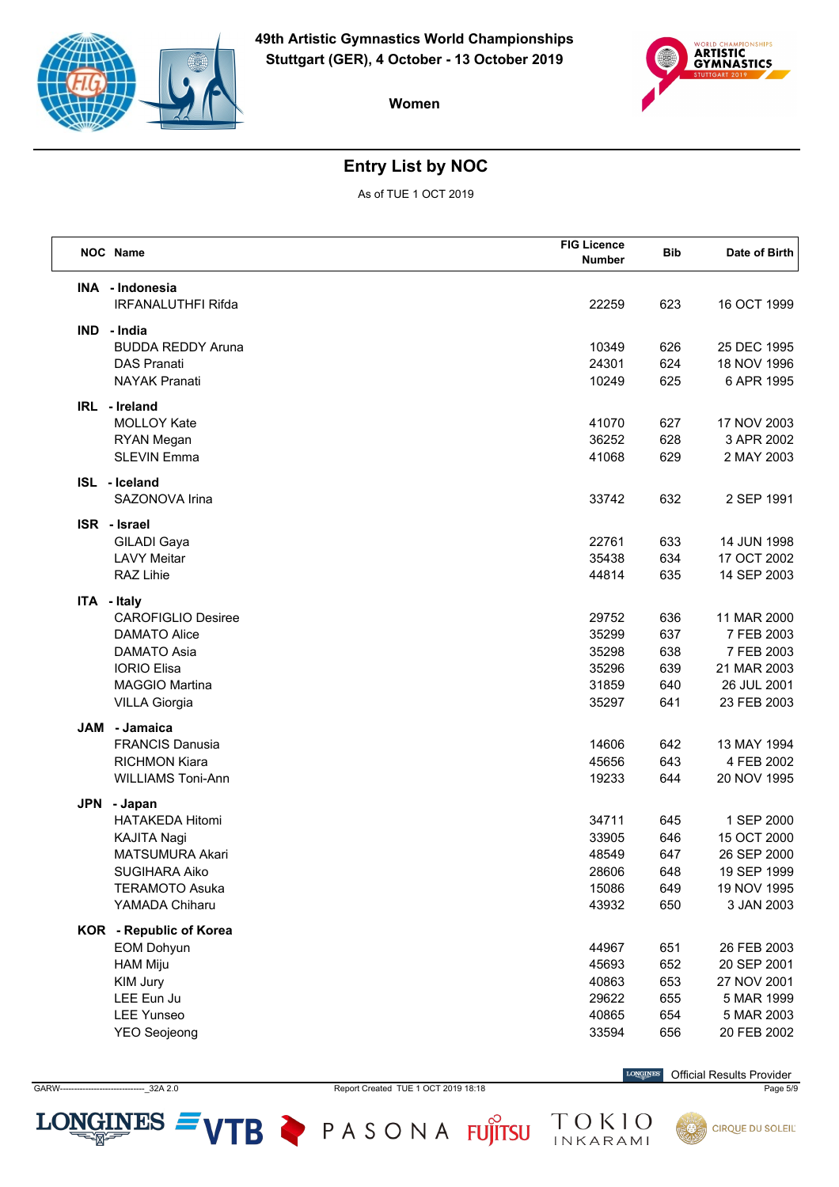# 49th Artistic Gymnastics World Championships
## Stuttgart (GER), 4 October - 13 October 2019

**Women**

## Entry List by NOC

As of TUE 1 OCT 2019

| NOC | Name | FIG Licence Number | Bib | Date of Birth |
|---|---|---|---|---|
| **INA** | **- Indonesia** | | | |
| | IRFANALUTHFI Rifda | 22259 | 623 | 16 OCT 1999 |
| **IND** | **- India** | | | |
| | BUDDA REDDY Aruna | 10349 | 626 | 25 DEC 1995 |
| | DAS Pranati | 24301 | 624 | 18 NOV 1996 |
| | NAYAK Pranati | 10249 | 625 | 6 APR 1995 |
| **IRL** | **- Ireland** | | | |
| | MOLLOY Kate | 41070 | 627 | 17 NOV 2003 |
| | RYAN Megan | 36252 | 628 | 3 APR 2002 |
| | SLEVIN Emma | 41068 | 629 | 2 MAY 2003 |
| **ISL** | **- Iceland** | | | |
| | SAZONOVA Irina | 33742 | 632 | 2 SEP 1991 |
| **ISR** | **- Israel** | | | |
| | GILADI Gaya | 22761 | 633 | 14 JUN 1998 |
| | LAVY Meitar | 35438 | 634 | 17 OCT 2002 |
| | RAZ Lihie | 44814 | 635 | 14 SEP 2003 |
| **ITA** | **- Italy** | | | |
| | CAROFIGLIO Desiree | 29752 | 636 | 11 MAR 2000 |
| | DAMATO Alice | 35299 | 637 | 7 FEB 2003 |
| | DAMATO Asia | 35298 | 638 | 7 FEB 2003 |
| | IORIO Elisa | 35296 | 639 | 21 MAR 2003 |
| | MAGGIO Martina | 31859 | 640 | 26 JUL 2001 |
| | VILLA Giorgia | 35297 | 641 | 23 FEB 2003 |
| **JAM** | **- Jamaica** | | | |
| | FRANCIS Danusia | 14606 | 642 | 13 MAY 1994 |
| | RICHMON Kiara | 45656 | 643 | 4 FEB 2002 |
| | WILLIAMS Toni-Ann | 19233 | 644 | 20 NOV 1995 |
| **JPN** | **- Japan** | | | |
| | HATAKEDA Hitomi | 34711 | 645 | 1 SEP 2000 |
| | KAJITA Nagi | 33905 | 646 | 15 OCT 2000 |
| | MATSUMURA Akari | 48549 | 647 | 26 SEP 2000 |
| | SUGIHARA Aiko | 28606 | 648 | 19 SEP 1999 |
| | TERAMOTO Asuka | 15086 | 649 | 19 NOV 1995 |
| | YAMADA Chiharu | 43932 | 650 | 3 JAN 2003 |
| **KOR** | **- Republic of Korea** | | | |
| | EOM Dohyun | 44967 | 651 | 26 FEB 2003 |
| | HAM Miju | 45693 | 652 | 20 SEP 2001 |
| | KIM Jury | 40863 | 653 | 27 NOV 2001 |
| | LEE Eun Ju | 29622 | 655 | 5 MAR 1999 |
| | LEE Yunseo | 40865 | 654 | 5 MAR 2003 |
| | YEO Seojeong | 33594 | 656 | 20 FEB 2002 |

Official Results Provider

GARW------------------------------_32A 2.0 Report Created TUE 1 OCT 2019 18:18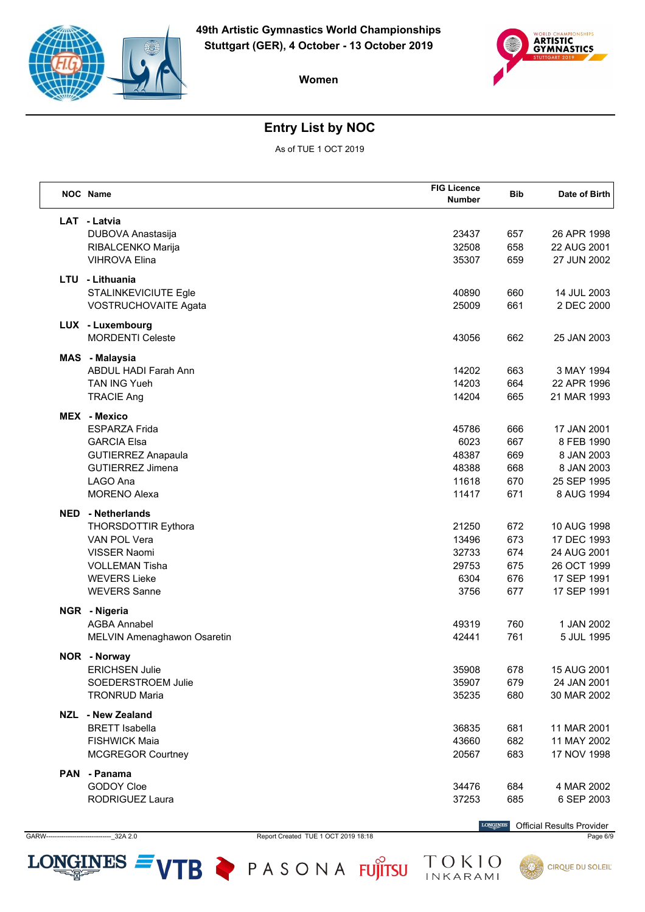# 49th Artistic Gymnastics World Championships

**Stuttgart (GER), 4 October - 13 October 2019**

**Women**

## Entry List by NOC

As of TUE 1 OCT 2019

| NOC | Name | FIG Licence Number | Bib | Date of Birth |
|---|---|---|---|---|
| **LAT** | **- Latvia** | | | |
| | DUBOVA Anastasija | 23437 | 657 | 26 APR 1998 |
| | RIBALCENKO Marija | 32508 | 658 | 22 AUG 2001 |
| | VIHROVA Elina | 35307 | 659 | 27 JUN 2002 |
| **LTU** | **- Lithuania** | | | |
| | STALINKEVICIUTE Egle | 40890 | 660 | 14 JUL 2003 |
| | VOSTRUCHOVAITE Agata | 25009 | 661 | 2 DEC 2000 |
| **LUX** | **- Luxembourg** | | | |
| | MORDENTI Celeste | 43056 | 662 | 25 JAN 2003 |
| **MAS** | **- Malaysia** | | | |
| | ABDUL HADI Farah Ann | 14202 | 663 | 3 MAY 1994 |
| | TAN ING Yueh | 14203 | 664 | 22 APR 1996 |
| | TRACIE Ang | 14204 | 665 | 21 MAR 1993 |
| **MEX** | **- Mexico** | | | |
| | ESPARZA Frida | 45786 | 666 | 17 JAN 2001 |
| | GARCIA Elsa | 6023 | 667 | 8 FEB 1990 |
| | GUTIERREZ Anapaula | 48387 | 669 | 8 JAN 2003 |
| | GUTIERREZ Jimena | 48388 | 668 | 8 JAN 2003 |
| | LAGO Ana | 11618 | 670 | 25 SEP 1995 |
| | MORENO Alexa | 11417 | 671 | 8 AUG 1994 |
| **NED** | **- Netherlands** | | | |
| | THORSDOTTIR Eythora | 21250 | 672 | 10 AUG 1998 |
| | VAN POL Vera | 13496 | 673 | 17 DEC 1993 |
| | VISSER Naomi | 32733 | 674 | 24 AUG 2001 |
| | VOLLEMAN Tisha | 29753 | 675 | 26 OCT 1999 |
| | WEVERS Lieke | 6304 | 676 | 17 SEP 1991 |
| | WEVERS Sanne | 3756 | 677 | 17 SEP 1991 |
| **NGR** | **- Nigeria** | | | |
| | AGBA Annabel | 49319 | 760 | 1 JAN 2002 |
| | MELVIN Amenaghawon Osaretin | 42441 | 761 | 5 JUL 1995 |
| **NOR** | **- Norway** | | | |
| | ERICHSEN Julie | 35908 | 678 | 15 AUG 2001 |
| | SOEDERSTROEM Julie | 35907 | 679 | 24 JAN 2001 |
| | TRONRUD Maria | 35235 | 680 | 30 MAR 2002 |
| **NZL** | **- New Zealand** | | | |
| | BRETT Isabella | 36835 | 681 | 11 MAR 2001 |
| | FISHWICK Maia | 43660 | 682 | 11 MAY 2002 |
| | MCGREGOR Courtney | 20567 | 683 | 17 NOV 1998 |
| **PAN** | **- Panama** | | | |
| | GODOY Cloe | 34476 | 684 | 4 MAR 2002 |
| | RODRIGUEZ Laura | 37253 | 685 | 6 SEP 2003 |

Official Results Provider

GARW--------------------------------_32A 2.0 Report Created TUE 1 OCT 2019 18:18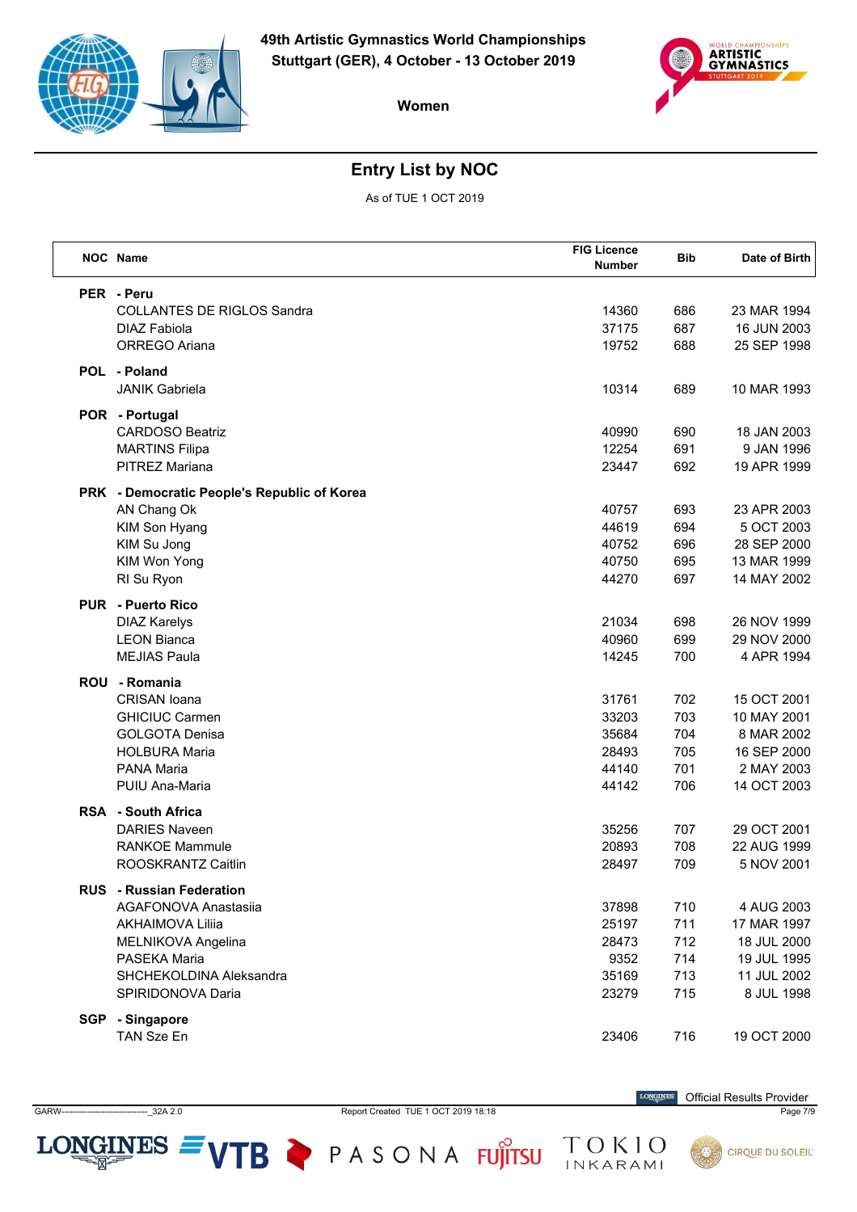49th Artistic Gymnastics World Championships
Stuttgart (GER), 4 October - 13 October 2019

Women

## Entry List by NOC

As of TUE 1 OCT 2019

| NOC | Name | FIG Licence Number | Bib | Date of Birth |
|---|---|---|---|---|
| **PER** | **- Peru** | | | |
| | COLLANTES DE RIGLOS Sandra | 14360 | 686 | 23 MAR 1994 |
| | DIAZ Fabiola | 37175 | 687 | 16 JUN 2003 |
| | ORREGO Ariana | 19752 | 688 | 25 SEP 1998 |
| **POL** | **- Poland** | | | |
| | JANIK Gabriela | 10314 | 689 | 10 MAR 1993 |
| **POR** | **- Portugal** | | | |
| | CARDOSO Beatriz | 40990 | 690 | 18 JAN 2003 |
| | MARTINS Filipa | 12254 | 691 | 9 JAN 1996 |
| | PITREZ Mariana | 23447 | 692 | 19 APR 1999 |
| **PRK** | **- Democratic People's Republic of Korea** | | | |
| | AN Chang Ok | 40757 | 693 | 23 APR 2003 |
| | KIM Son Hyang | 44619 | 694 | 5 OCT 2003 |
| | KIM Su Jong | 40752 | 696 | 28 SEP 2000 |
| | KIM Won Yong | 40750 | 695 | 13 MAR 1999 |
| | RI Su Ryon | 44270 | 697 | 14 MAY 2002 |
| **PUR** | **- Puerto Rico** | | | |
| | DIAZ Karelys | 21034 | 698 | 26 NOV 1999 |
| | LEON Bianca | 40960 | 699 | 29 NOV 2000 |
| | MEJIAS Paula | 14245 | 700 | 4 APR 1994 |
| **ROU** | **- Romania** | | | |
| | CRISAN Ioana | 31761 | 702 | 15 OCT 2001 |
| | GHICIUC Carmen | 33203 | 703 | 10 MAY 2001 |
| | GOLGOTA Denisa | 35684 | 704 | 8 MAR 2002 |
| | HOLBURA Maria | 28493 | 705 | 16 SEP 2000 |
| | PANA Maria | 44140 | 701 | 2 MAY 2003 |
| | PUIU Ana-Maria | 44142 | 706 | 14 OCT 2003 |
| **RSA** | **- South Africa** | | | |
| | DARIES Naveen | 35256 | 707 | 29 OCT 2001 |
| | RANKOE Mammule | 20893 | 708 | 22 AUG 1999 |
| | ROOSKRANTZ Caitlin | 28497 | 709 | 5 NOV 2001 |
| **RUS** | **- Russian Federation** | | | |
| | AGAFONOVA Anastasiia | 37898 | 710 | 4 AUG 2003 |
| | AKHAIMOVA Liliia | 25197 | 711 | 17 MAR 1997 |
| | MELNIKOVA Angelina | 28473 | 712 | 18 JUL 2000 |
| | PASEKA Maria | 9352 | 714 | 19 JUL 1995 |
| | SHCHEKOLDINA Aleksandra | 35169 | 713 | 11 JUL 2002 |
| | SPIRIDONOVA Daria | 23279 | 715 | 8 JUL 1998 |
| **SGP** | **- Singapore** | | | |
| | TAN Sze En | 23406 | 716 | 19 OCT 2000 |

GARW------------------------------_32A 2.0 Report Created TUE 1 OCT 2019 18:18

Official Results Provider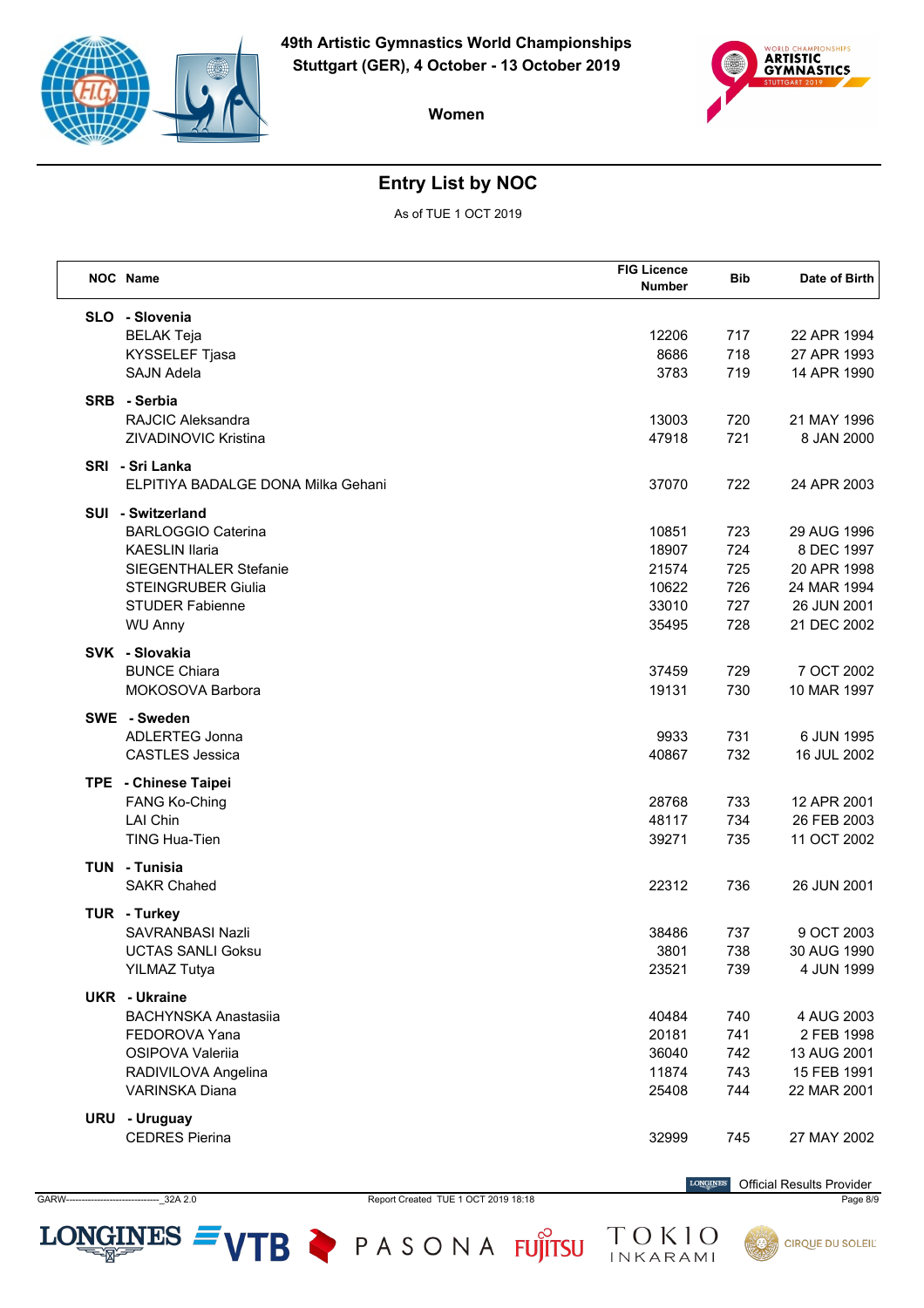# 49th Artistic Gymnastics World Championships
Stuttgart (GER), 4 October - 13 October 2019

Women

## Entry List by NOC

As of TUE 1 OCT 2019

| NOC | Name | FIG Licence Number | Bib | Date of Birth |
|---|---|---|---|---|
| **SLO** | **- Slovenia** | | | |
| | BELAK Teja | 12206 | 717 | 22 APR 1994 |
| | KYSSELEF Tjasa | 8686 | 718 | 27 APR 1993 |
| | SAJN Adela | 3783 | 719 | 14 APR 1990 |
| **SRB** | **- Serbia** | | | |
| | RAJCIC Aleksandra | 13003 | 720 | 21 MAY 1996 |
| | ZIVADINOVIC Kristina | 47918 | 721 | 8 JAN 2000 |
| **SRI** | **- Sri Lanka** | | | |
| | ELPITIYA BADALGE DONA Milka Gehani | 37070 | 722 | 24 APR 2003 |
| **SUI** | **- Switzerland** | | | |
| | BARLOGGIO Caterina | 10851 | 723 | 29 AUG 1996 |
| | KAESLIN Ilaria | 18907 | 724 | 8 DEC 1997 |
| | SIEGENTHALER Stefanie | 21574 | 725 | 20 APR 1998 |
| | STEINGRUBER Giulia | 10622 | 726 | 24 MAR 1994 |
| | STUDER Fabienne | 33010 | 727 | 26 JUN 2001 |
| | WU Anny | 35495 | 728 | 21 DEC 2002 |
| **SVK** | **- Slovakia** | | | |
| | BUNCE Chiara | 37459 | 729 | 7 OCT 2002 |
| | MOKOSOVA Barbora | 19131 | 730 | 10 MAR 1997 |
| **SWE** | **- Sweden** | | | |
| | ADLERTEG Jonna | 9933 | 731 | 6 JUN 1995 |
| | CASTLES Jessica | 40867 | 732 | 16 JUL 2002 |
| **TPE** | **- Chinese Taipei** | | | |
| | FANG Ko-Ching | 28768 | 733 | 12 APR 2001 |
| | LAI Chin | 48117 | 734 | 26 FEB 2003 |
| | TING Hua-Tien | 39271 | 735 | 11 OCT 2002 |
| **TUN** | **- Tunisia** | | | |
| | SAKR Chahed | 22312 | 736 | 26 JUN 2001 |
| **TUR** | **- Turkey** | | | |
| | SAVRANBASI Nazli | 38486 | 737 | 9 OCT 2003 |
| | UCTAS SANLI Goksu | 3801 | 738 | 30 AUG 1990 |
| | YILMAZ Tutya | 23521 | 739 | 4 JUN 1999 |
| **UKR** | **- Ukraine** | | | |
| | BACHYNSKA Anastasiia | 40484 | 740 | 4 AUG 2003 |
| | FEDOROVA Yana | 20181 | 741 | 2 FEB 1998 |
| | OSIPOVA Valeriia | 36040 | 742 | 13 AUG 2001 |
| | RADIVILOVA Angelina | 11874 | 743 | 15 FEB 1991 |
| | VARINSKA Diana | 25408 | 744 | 22 MAR 2001 |
| **URU** | **- Uruguay** | | | |
| | CEDRES Pierina | 32999 | 745 | 27 MAY 2002 |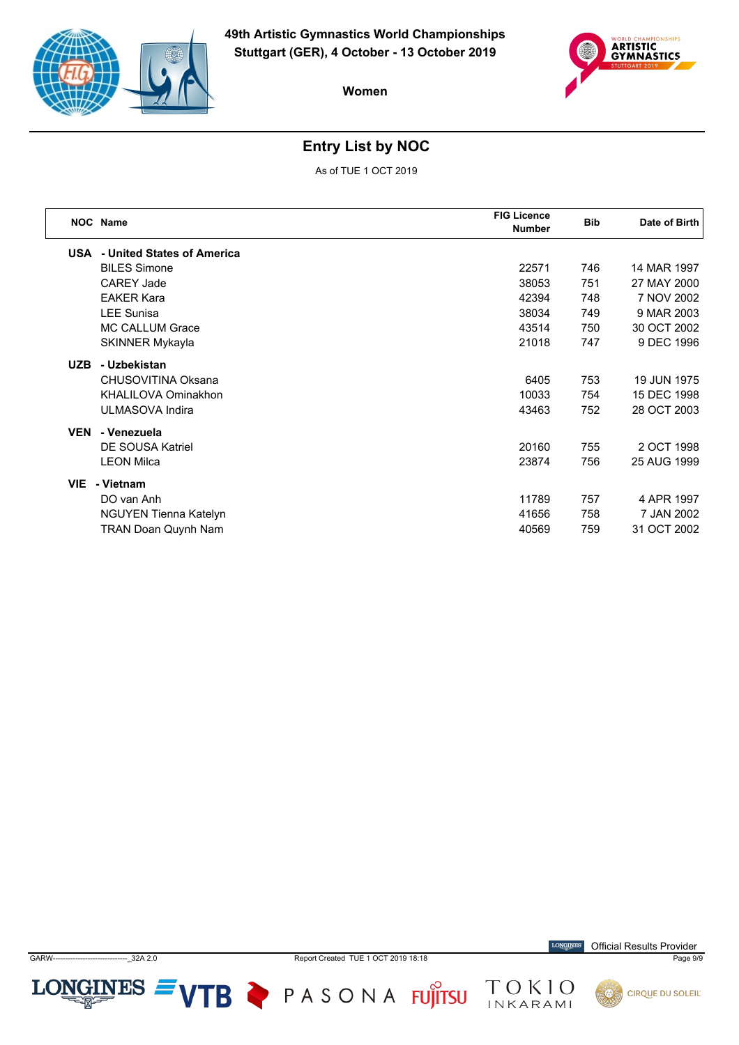49th Artistic Gymnastics World Championships
Stuttgart (GER), 4 October - 13 October 2019

Women

## Entry List by NOC

As of TUE 1 OCT 2019

| NOC | Name | FIG Licence Number | Bib | Date of Birth |
|---|---|---|---|---|
| **USA** | **- United States of America** | | | |
| | BILES Simone | 22571 | 746 | 14 MAR 1997 |
| | CAREY Jade | 38053 | 751 | 27 MAY 2000 |
| | EAKER Kara | 42394 | 748 | 7 NOV 2002 |
| | LEE Sunisa | 38034 | 749 | 9 MAR 2003 |
| | MC CALLUM Grace | 43514 | 750 | 30 OCT 2002 |
| | SKINNER Mykayla | 21018 | 747 | 9 DEC 1996 |
| **UZB** | **- Uzbekistan** | | | |
| | CHUSOVITINA Oksana | 6405 | 753 | 19 JUN 1975 |
| | KHALILOVA Ominakhon | 10033 | 754 | 15 DEC 1998 |
| | ULMASOVA Indira | 43463 | 752 | 28 OCT 2003 |
| **VEN** | **- Venezuela** | | | |
| | DE SOUSA Katriel | 20160 | 755 | 2 OCT 1998 |
| | LEON Milca | 23874 | 756 | 25 AUG 1999 |
| **VIE** | **- Vietnam** | | | |
| | DO van Anh | 11789 | 757 | 4 APR 1997 |
| | NGUYEN Tienna Katelyn | 41656 | 758 | 7 JAN 2002 |
| | TRAN Doan Quynh Nam | 40569 | 759 | 31 OCT 2002 |

GARW------------------------------_32A 2.0 Report Created TUE 1 OCT 2019 18:18

Official Results Provider